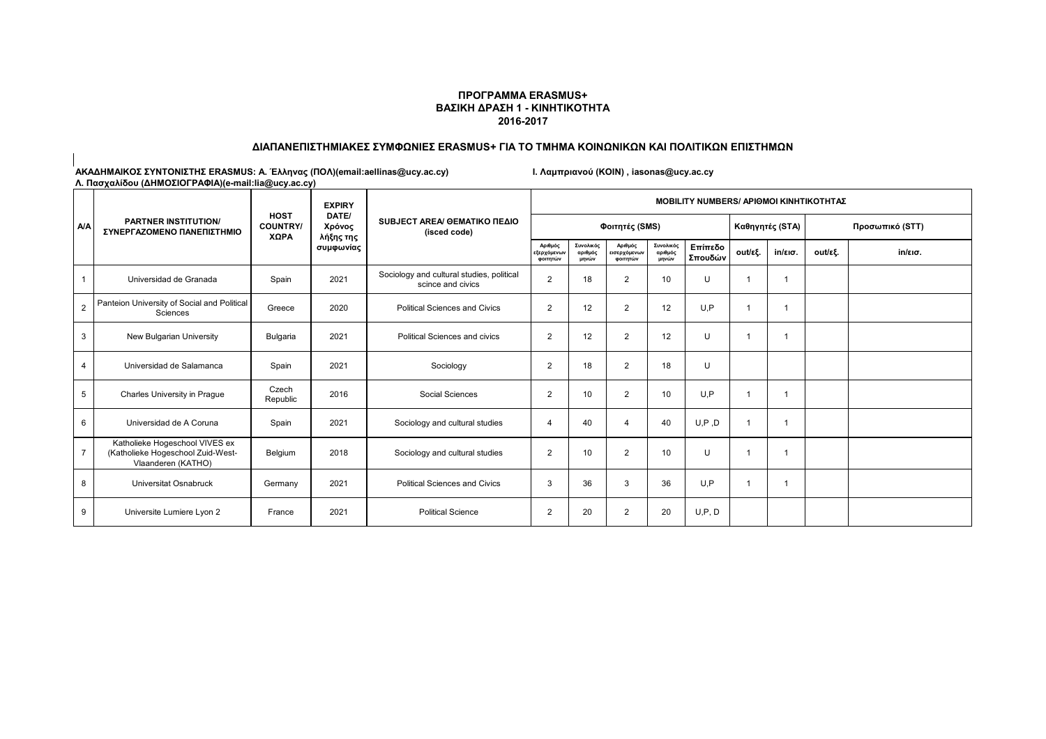**ΠΡΟΓΡΑΜΜΑ ERASMUS+**
**ΒΑΣΙΚΗ ΔΡΑΣΗ 1 - ΚΙΝΗΤΙΚΟΤΗΤΑ**
**2016-2017**

## ΔΙΑΠΑΝΕΠΙΣΤΗΜΙΑΚΕΣ ΣΥΜΦΩΝΙΕΣ ERASMUS+ ΓΙΑ ΤΟ ΤΜΗΜΑ ΚΟΙΝΩΝΙΚΩΝ ΚΑΙ ΠΟΛΙΤΙΚΩΝ ΕΠΙΣΤΗΜΩΝ

**ΑΚΑΔΗΜΑΙΚΟΣ ΣΥΝΤΟΝΙΣΤΗΣ ERASMUS: Α. Έλληνας (ΠΟΛ)(email:aellinas@ucy.ac.cy)** **Ι. Λαμπριανού (ΚΟΙΝ) , iasonas@ucy.ac.cy**
**Λ. Πασχαλίδου (ΔΗΜΟΣΙΟΓΡΑΦΙΑ)(e-mail:lia@ucy.ac.cy)**

| A/A | PARTNER INSTITUTION/ ΣΥΝΕΡΓΑΖΟΜΕΝΟ ΠΑΝΕΠΙΣΤΗΜΙΟ | HOST COUNTRY/ ΧΩΡΑ | EXPIRY DATE/ Χρόνος λήξης της συμφωνίας | SUBJECT AREA/ ΘΕΜΑΤΙΚΟ ΠΕΔΙΟ (isced code) | MOBILITY NUMBERS/ ΑΡΙΘΜΟΙ ΚΙΝΗΤΙΚΟΤΗΤΑΣ | | | | | | | | |
|---|---|---|---|---|---|---|---|---|---|---|---|---|---|
| | | | | | Φοιτητές (SMS) | | | | | Καθηγητές (STA) | | Προσωπικό (STT) | |
| | | | | | Αριθμός εξερχόμενων φοιτητών | Συνολικός αριθμός μηνών | Αριθμός εισερχόμενων φοιτητών | Συνολικός αριθμός μηνών | Επίπεδο Σπουδών | out/εξ. | in/εισ. | out/εξ. | in/εισ. |
| 1 | Universidad de Granada | Spain | 2021 | Sociology and cultural studies, political scince and civics | 2 | 18 | 2 | 10 | U | 1 | 1 | | |
| 2 | Panteion University of Social and Political Sciences | Greece | 2020 | Political Sciences and Civics | 2 | 12 | 2 | 12 | U,P | 1 | 1 | | |
| 3 | New Bulgarian University | Bulgaria | 2021 | Political Sciences and civics | 2 | 12 | 2 | 12 | U | 1 | 1 | | |
| 4 | Universidad de Salamanca | Spain | 2021 | Sociology | 2 | 18 | 2 | 18 | U | | | | |
| 5 | Charles University in Prague | Czech Republic | 2016 | Social Sciences | 2 | 10 | 2 | 10 | U,P | 1 | 1 | | |
| 6 | Universidad de A Coruna | Spain | 2021 | Sociology and cultural studies | 4 | 40 | 4 | 40 | U,P ,D | 1 | 1 | | |
| 7 | Katholieke Hogeschool VIVES ex (Katholieke Hogeschool Zuid-West-Vlaanderen (KATHO) | Belgium | 2018 | Sociology and cultural studies | 2 | 10 | 2 | 10 | U | 1 | 1 | | |
| 8 | Universitat Osnabruck | Germany | 2021 | Political Sciences and Civics | 3 | 36 | 3 | 36 | U,P | 1 | 1 | | |
| 9 | Universite Lumiere Lyon 2 | France | 2021 | Political Science | 2 | 20 | 2 | 20 | U,P, D | | | | |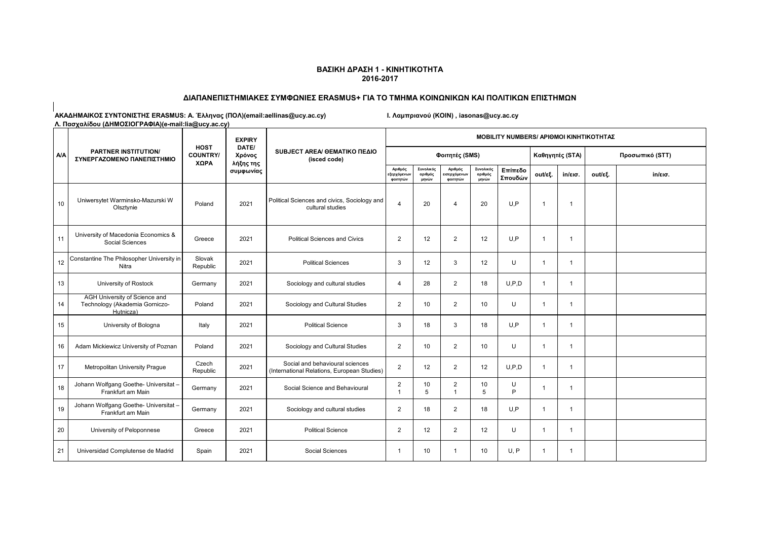**ΒΑΣΙΚΗ ΔΡΑΣΗ 1 - ΚΙΝΗΤΙΚΟΤΗΤΑ**
**2016-2017**

**ΔΙΑΠΑΝΕΠΙΣΤΗΜΙΑΚΕΣ ΣΥΜΦΩΝΙΕΣ ERASMUS+ ΓΙΑ ΤΟ ΤΜΗΜΑ ΚΟΙΝΩΝΙΚΩΝ ΚΑΙ ΠΟΛΙΤΙΚΩΝ ΕΠΙΣΤΗΜΩΝ**

**ΑΚΑΔΗΜΑΙΚΟΣ ΣΥΝΤΟΝΙΣΤΗΣ ERASMUS: Α. Έλληνας (ΠΟΛ)(email:aellinas@ucy.ac.cy)** **Ι. Λαμπριανού (ΚΟΙΝ) , iasonas@ucy.ac.cy**
**Λ. Πασχαλίδου (ΔΗΜΟΣΙΟΓΡΑΦΙΑ)(e-mail:lia@ucy.ac.cy)**

| Α/Α | PARTNER INSTITUTION/ ΣΥΝΕΡΓΑΖΟΜΕΝΟ ΠΑΝΕΠΙΣΤΗΜΙΟ | HOST COUNTRY/ ΧΩΡΑ | EXPIRY DATE/ Χρόνος λήξης της συμφωνίας | SUBJECT AREA/ ΘΕΜΑΤΙΚΟ ΠΕΔΙΟ (isced code) | MOBILITY NUMBERS/ ΑΡΙΘΜΟΙ ΚΙΝΗΤΙΚΟΤΗΤΑΣ | | | | | | | | |
|---|---|---|---|---|---|---|---|---|---|---|---|---|---|
| | | | | | Φοιτητές (SMS) | | | | | Καθηγητές (STA) | | Προσωπικό (STT) | |
| | | | | | Αριθμός εξερχόμενων φοιτητών | Συνολικός αριθμός μηνών | Αριθμός εισερχόμενων φοιτητών | Συνολικός αριθμός μηνών | Επίπεδο Σπουδών | out/εξ. | in/εισ. | out/εξ. | in/εισ. |
| 10 | Uniwersytet Warminsko-Mazurski W Olsztynie | Poland | 2021 | Political Sciences and civics, Sociology and cultural studies | 4 | 20 | 4 | 20 | U,P | 1 | 1 | | |
| 11 | University of Macedonia Economics & Social Sciences | Greece | 2021 | Political Sciences and Civics | 2 | 12 | 2 | 12 | U,P | 1 | 1 | | |
| 12 | Constantine The Philosopher University in Nitra | Slovak Republic | 2021 | Political Sciences | 3 | 12 | 3 | 12 | U | 1 | 1 | | |
| 13 | University of Rostock | Germany | 2021 | Sociology and cultural studies | 4 | 28 | 2 | 18 | U,P,D | 1 | 1 | | |
| 14 | AGH University of Science and Technology (Akademia Gorniczo-Hutnicza) | Poland | 2021 | Sociology and Cultural Studies | 2 | 10 | 2 | 10 | U | 1 | 1 | | |
| 15 | University of Bologna | Italy | 2021 | Political Science | 3 | 18 | 3 | 18 | U,P | 1 | 1 | | |
| 16 | Adam Mickiewicz University of Poznan | Poland | 2021 | Sociology and Cultural Studies | 2 | 10 | 2 | 10 | U | 1 | 1 | | |
| 17 | Metropolitan University Prague | Czech Republic | 2021 | Social and behavioural sciences (International Relations, European Studies) | 2 | 12 | 2 | 12 | U,P,D | 1 | 1 | | |
| 18 | Johann Wolfgang Goethe- Universitat – Frankfurt am Main | Germany | 2021 | Social Science and Behavioural | 2<br>1 | 10<br>5 | 2<br>1 | 10<br>5 | U<br>P | 1 | 1 | | |
| 19 | Johann Wolfgang Goethe- Universitat – Frankfurt am Main | Germany | 2021 | Sociology and cultural studies | 2 | 18 | 2 | 18 | U,P | 1 | 1 | | |
| 20 | University of Peloponnese | Greece | 2021 | Political Science | 2 | 12 | 2 | 12 | U | 1 | 1 | | |
| 21 | Universidad Complutense de Madrid | Spain | 2021 | Social Sciences | 1 | 10 | 1 | 10 | U, P | 1 | 1 | | |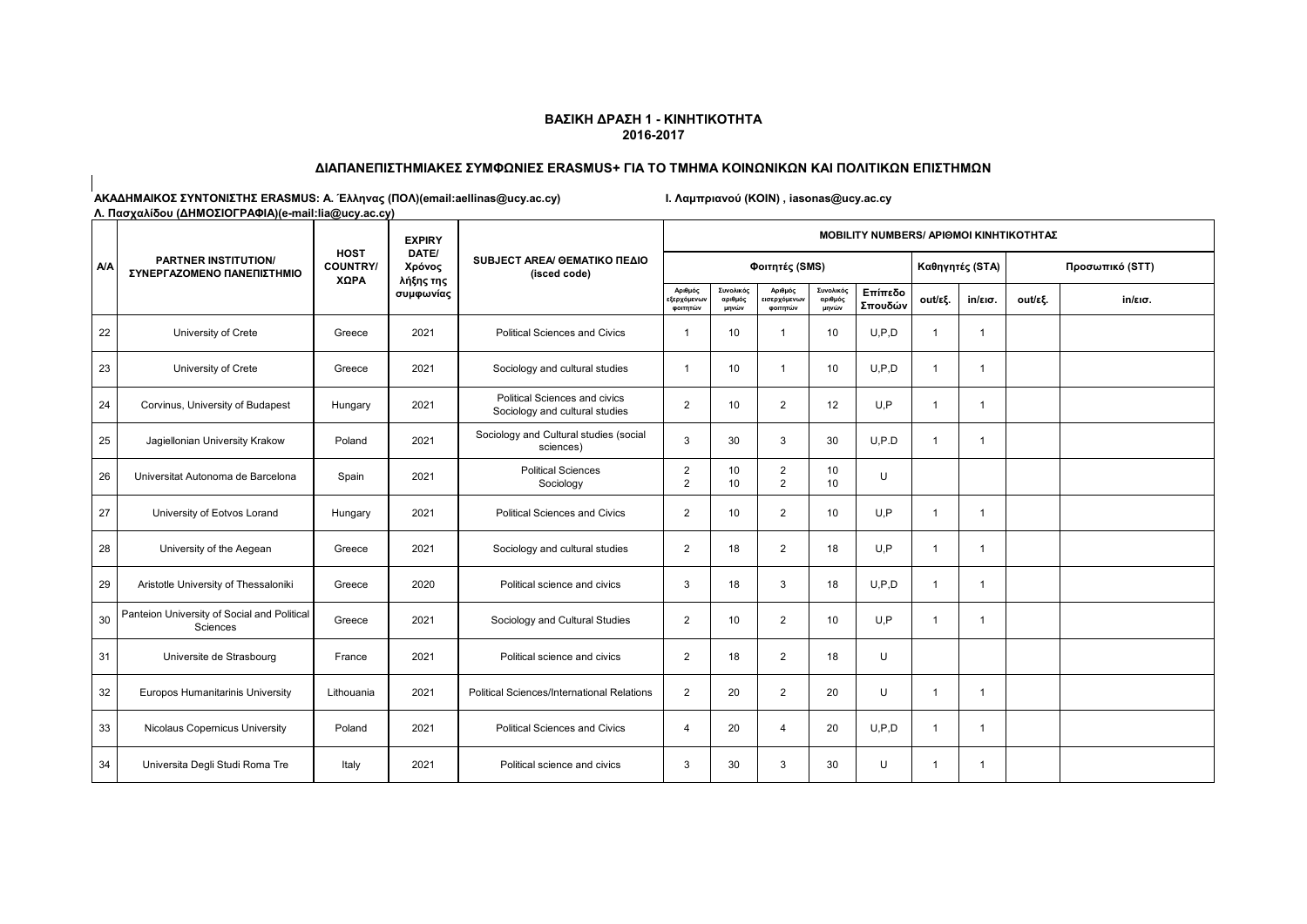**ΒΑΣΙΚΗ ΔΡΑΣΗ 1 - ΚΙΝΗΤΙΚΟΤΗΤΑ**
**2016-2017**

**ΔΙΑΠΑΝΕΠΙΣΤΗΜΙΑΚΕΣ ΣΥΜΦΩΝΙΕΣ ERASMUS+ ΓΙΑ ΤΟ ΤΜΗΜΑ ΚΟΙΝΩΝΙΚΩΝ ΚΑΙ ΠΟΛΙΤΙΚΩΝ ΕΠΙΣΤΗΜΩΝ**

**ΑΚΑΔΗΜΑΙΚΟΣ ΣΥΝΤΟΝΙΣΤΗΣ ERASMUS: Α. Έλληνας (ΠΟΛ)(email:aellinas@ucy.ac.cy)** **Ι. Λαμπριανού (ΚΟΙΝ) , iasonas@ucy.ac.cy**
**Λ. Πασχαλίδου (ΔΗΜΟΣΙΟΓΡΑΦΙΑ)(e-mail:lia@ucy.ac.cy)**

| A/A | PARTNER INSTITUTION/ ΣΥΝΕΡΓΑΖΟΜΕΝΟ ΠΑΝΕΠΙΣΤΗΜΙΟ | HOST COUNTRY/ ΧΩΡΑ | EXPIRY DATE/ Χρόνος λήξης της συμφωνίας | SUBJECT AREA/ ΘΕΜΑΤΙΚΟ ΠΕΔΙΟ (isced code) | MOBILITY NUMBERS/ ΑΡΙΘΜΟΙ ΚΙΝΗΤΙΚΟΤΗΤΑΣ | | | | | | | | |
|---|---|---|---|---|---|---|---|---|---|---|---|---|---|
| | | | | | Φοιτητές (SMS) | | | | | Καθηγητές (STA) | | Προσωπικό (STT) | |
| | | | | | Αριθμός εξερχόμενων φοιτητών | Συνολικός αριθμός μηνών | Αριθμός εισερχόμενων φοιτητών | Συνολικός αριθμός μηνών | Επίπεδο Σπουδών | out/εξ. | in/εισ. | out/εξ. | in/εισ. |
| 22 | University of Crete | Greece | 2021 | Political Sciences and Civics | 1 | 10 | 1 | 10 | U,P,D | 1 | 1 | | |
| 23 | University of Crete | Greece | 2021 | Sociology and cultural studies | 1 | 10 | 1 | 10 | U,P,D | 1 | 1 | | |
| 24 | Corvinus, University of Budapest | Hungary | 2021 | Political Sciences and civics<br>Sociology and cultural studies | 2 | 10 | 2 | 12 | U,P | 1 | 1 | | |
| 25 | Jagiellonian University Krakow | Poland | 2021 | Sociology and Cultural studies (social sciences) | 3 | 30 | 3 | 30 | U,P.D | 1 | 1 | | |
| 26 | Universitat Autonoma de Barcelona | Spain | 2021 | Political Sciences<br>Sociology | 2<br>2 | 10<br>10 | 2<br>2 | 10<br>10 | U | | | | |
| 27 | University of Eotvos Lorand | Hungary | 2021 | Political Sciences and Civics | 2 | 10 | 2 | 10 | U,P | 1 | 1 | | |
| 28 | University of the Aegean | Greece | 2021 | Sociology and cultural studies | 2 | 18 | 2 | 18 | U,P | 1 | 1 | | |
| 29 | Aristotle University of Thessaloniki | Greece | 2020 | Political science and civics | 3 | 18 | 3 | 18 | U,P,D | 1 | 1 | | |
| 30 | Panteion University of Social and Political Sciences | Greece | 2021 | Sociology and Cultural Studies | 2 | 10 | 2 | 10 | U,P | 1 | 1 | | |
| 31 | Universite de Strasbourg | France | 2021 | Political science and civics | 2 | 18 | 2 | 18 | U | | | | |
| 32 | Europos Humanitarinis University | Lithouania | 2021 | Political Sciences/International Relations | 2 | 20 | 2 | 20 | U | 1 | 1 | | |
| 33 | Nicolaus Copernicus University | Poland | 2021 | Political Sciences and Civics | 4 | 20 | 4 | 20 | U,P,D | 1 | 1 | | |
| 34 | Universita Degli Studi Roma Tre | Italy | 2021 | Political science and civics | 3 | 30 | 3 | 30 | U | 1 | 1 | | |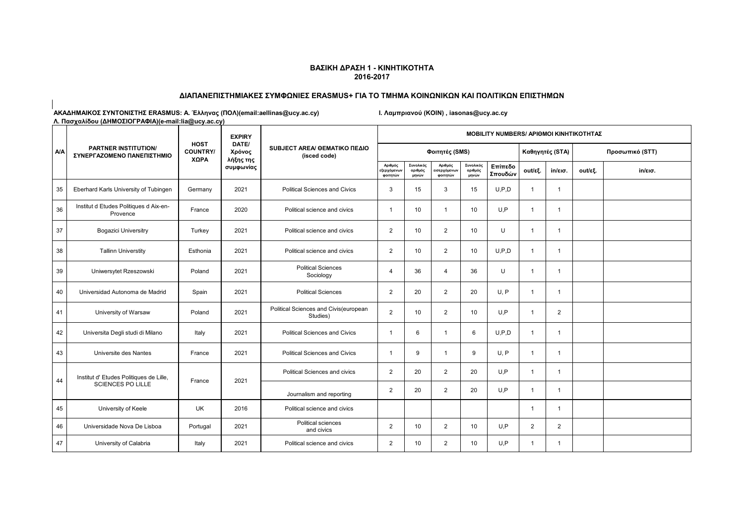**ΒΑΣΙΚΗ ΔΡΑΣΗ 1 - ΚΙΝΗΤΙΚΟΤΗΤΑ**
**2016-2017**

**ΔΙΑΠΑΝΕΠΙΣΤΗΜΙΑΚΕΣ ΣΥΜΦΩΝΙΕΣ ERASMUS+ ΓΙΑ ΤΟ ΤΜΗΜΑ ΚΟΙΝΩΝΙΚΩΝ ΚΑΙ ΠΟΛΙΤΙΚΩΝ ΕΠΙΣΤΗΜΩΝ**

**ΑΚΑΔΗΜΑΙΚΟΣ ΣΥΝΤΟΝΙΣΤΗΣ ERASMUS: Α. Έλληνας (ΠΟΛ)(email:aellinas@ucy.ac.cy)** **Ι. Λαμπριανού (ΚΟΙΝ) , iasonas@ucy.ac.cy**
**Λ. Πασχαλίδου (ΔΗΜΟΣΙΟΓΡΑΦΙΑ)(e-mail:lia@ucy.ac.cy)**

| A/A | PARTNER INSTITUTION/ ΣΥΝΕΡΓΑΖΟΜΕΝΟ ΠΑΝΕΠΙΣΤΗΜΙΟ | HOST COUNTRY/ ΧΩΡΑ | EXPIRY DATE/ Χρόνος λήξης της συμφωνίας | SUBJECT AREA/ ΘΕΜΑΤΙΚΟ ΠΕΔΙΟ (isced code) | MOBILITY NUMBERS/ ΑΡΙΘΜΟΙ ΚΙΝΗΤΙΚΟΤΗΤΑΣ | | | | | | | | |
|---|---|---|---|---|---|---|---|---|---|---|---|---|---|
| | | | | | Φοιτητές (SMS) | | | | | Καθηγητές (STA) | | Προσωπικό (STT) | |
| | | | | | Αριθμός εξερχόμενων φοιτητών | Συνολικός αριθμός μηνών | Αριθμός εισερχόμενων φοιτητών | Συνολικός αριθμός μηνών | Επίπεδο Σπουδών | out/εξ. | in/εισ. | out/εξ. | in/εισ. |
| 35 | Eberhard Karls University of Tubingen | Germany | 2021 | Political Sciences and Civics | 3 | 15 | 3 | 15 | U,P,D | 1 | 1 | | |
| 36 | Institut d Etudes Politiques d Aix-en-Provence | France | 2020 | Political science and civics | 1 | 10 | 1 | 10 | U,P | 1 | 1 | | |
| 37 | Bogazici Universitry | Turkey | 2021 | Political science and civics | 2 | 10 | 2 | 10 | U | 1 | 1 | | |
| 38 | Tallinn Universtity | Esthonia | 2021 | Political science and civics | 2 | 10 | 2 | 10 | U,P,D | 1 | 1 | | |
| 39 | Uniwersytet Rzeszowski | Poland | 2021 | Political Sciences Sociology | 4 | 36 | 4 | 36 | U | 1 | 1 | | |
| 40 | Universidad Autonoma de Madrid | Spain | 2021 | Political Sciences | 2 | 20 | 2 | 20 | U, P | 1 | 1 | | |
| 41 | University of Warsaw | Poland | 2021 | Political Sciences and Civis(european Studies) | 2 | 10 | 2 | 10 | U,P | 1 | 2 | | |
| 42 | Universita Degli studi di Milano | Italy | 2021 | Political Sciences and Civics | 1 | 6 | 1 | 6 | U,P,D | 1 | 1 | | |
| 43 | Universite des Nantes | France | 2021 | Political Sciences and Civics | 1 | 9 | 1 | 9 | U, P | 1 | 1 | | |
| 44 | Institut d' Etudes Politiques de Lille, SCIENCES PO LILLE | France | 2021 | Political Sciences and civics | 2 | 20 | 2 | 20 | U,P | 1 | 1 | | |
| | | | | Journalism and reporting | 2 | 20 | 2 | 20 | U,P | 1 | 1 | | |
| 45 | University of Keele | UK | 2016 | Political science and civics | | | | | | 1 | 1 | | |
| 46 | Universidade Nova De Lisboa | Portugal | 2021 | Political sciences and civics | 2 | 10 | 2 | 10 | U,P | 2 | 2 | | |
| 47 | University of Calabria | Italy | 2021 | Political science and civics | 2 | 10 | 2 | 10 | U,P | 1 | 1 | | |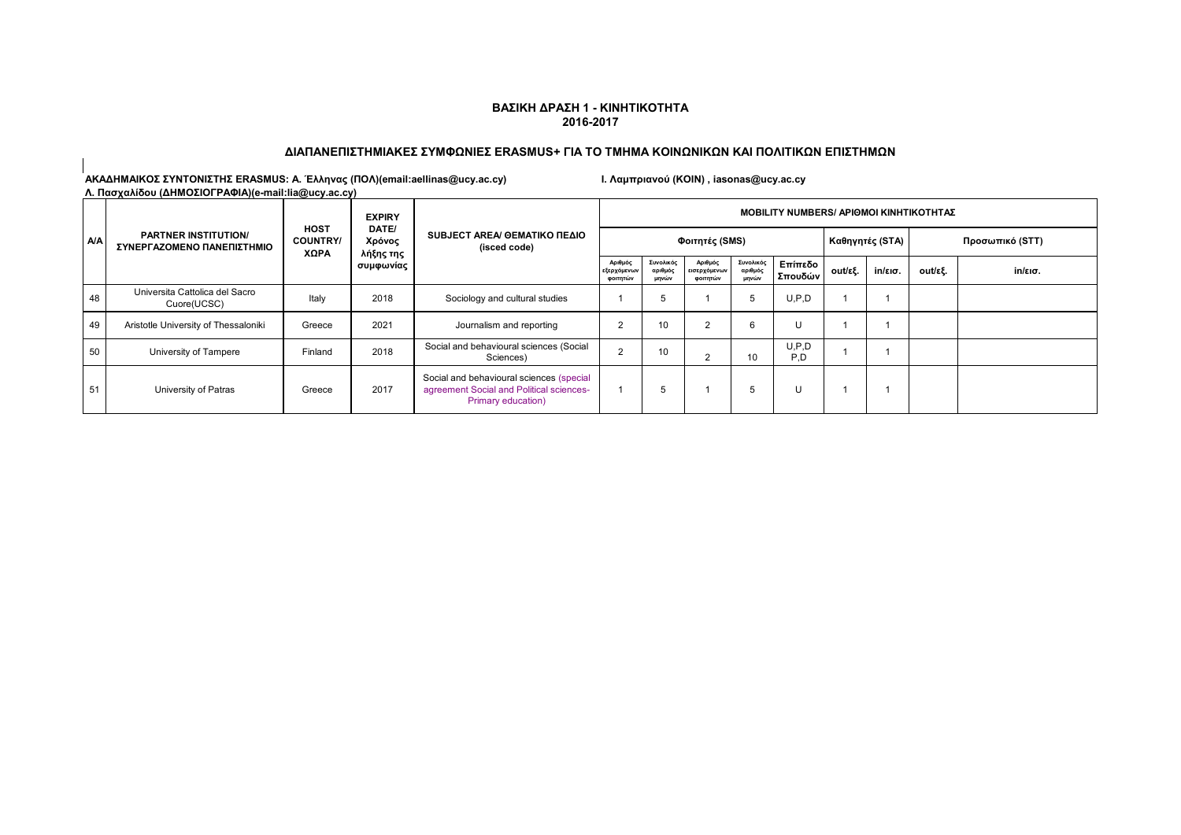### ΒΑΣΙΚΗ ΔΡΑΣΗ 1 - ΚΙΝΗΤΙΚΟΤΗΤΑ
### 2016-2017

### ΔΙΑΠΑΝΕΠΙΣΤΗΜΙΑΚΕΣ ΣΥΜΦΩΝΙΕΣ ERASMUS+ ΓΙΑ ΤΟ ΤΜΗΜΑ ΚΟΙΝΩΝΙΚΩΝ ΚΑΙ ΠΟΛΙΤΙΚΩΝ ΕΠΙΣΤΗΜΩΝ

**ΑΚΑΔΗΜΑΙΚΟΣ ΣΥΝΤΟΝΙΣΤΗΣ ERASMUS: Α. Έλληνας (ΠΟΛ)(email:aellinas@ucy.ac.cy)** **Ι. Λαμπριανού (ΚΟΙΝ) , iasonas@ucy.ac.cy**
**Λ. Πασχαλίδου (ΔΗΜΟΣΙΟΓΡΑΦΙΑ)(e-mail:lia@ucy.ac.cy)**

| Α/Α | PARTNER INSTITUTION/ ΣΥΝΕΡΓΑΖΟΜΕΝΟ ΠΑΝΕΠΙΣΤΗΜΙΟ | HOST COUNTRY/ ΧΩΡΑ | EXPIRY DATE/ Χρόνος λήξης της συμφωνίας | SUBJECT AREA/ ΘΕΜΑΤΙΚΟ ΠΕΔΙΟ (isced code) | MOBILITY NUMBERS/ ΑΡΙΘΜΟΙ ΚΙΝΗΤΙΚΟΤΗΤΑΣ | | | | | | | | |
|---|---|---|---|---|---|---|---|---|---|---|---|---|---|
| | | | | | Φοιτητές (SMS) | | | | | Καθηγητές (STA) | | Προσωπικό (STT) | |
| | | | | | Αριθμός εξερχόμενων φοιτητών | Συνολικός αριθμός μηνών | Αριθμός εισερχόμενων φοιτητών | Συνολικός αριθμός μηνών | Επίπεδο Σπουδών | out/εξ. | in/εισ. | out/εξ. | in/εισ. |
| 48 | Universita Cattolica del Sacro Cuore(UCSC) | Italy | 2018 | Sociology and cultural studies | 1 | 5 | 1 | 5 | U,P,D | 1 | 1 | | |
| 49 | Aristotle University of Thessaloniki | Greece | 2021 | Journalism and reporting | 2 | 10 | 2 | 6 | U | 1 | 1 | | |
| 50 | University of Tampere | Finland | 2018 | Social and behavioural sciences (Social Sciences) | 2 | 10 | 2 | 10 | U,P,D P,D | 1 | 1 | | |
| 51 | University of Patras | Greece | 2017 | Social and behavioural sciences (special agreement Social and Political sciences-Primary education) | 1 | 5 | 1 | 5 | U | 1 | 1 | | |